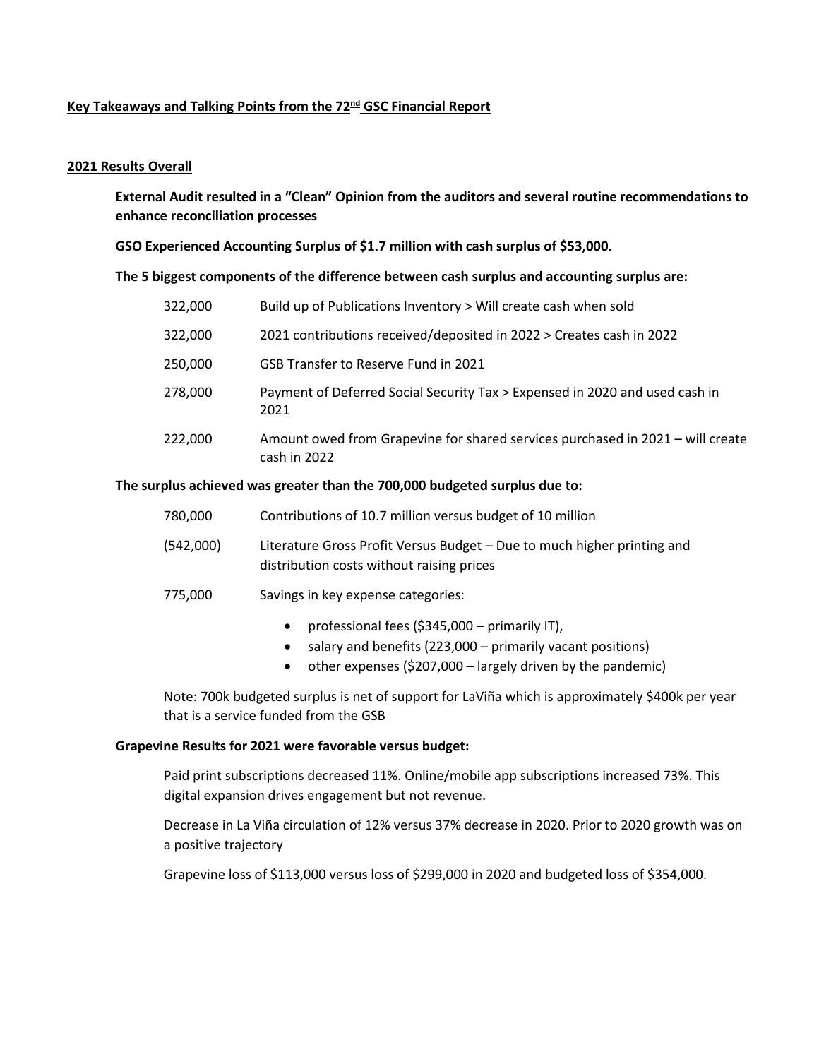## Key Takeaways and Talking Points from the 72nd GSC Financial Report

### 2021 Results Overall

**External Audit resulted in a "Clean" Opinion from the auditors and several routine recommendations to enhance reconciliation processes**

**GSO Experienced Accounting Surplus of $1.7 million with cash surplus of $53,000.**

**The 5 biggest components of the difference between cash surplus and accounting surplus are:**

| | |
|---|---|
| 322,000 | Build up of Publications Inventory > Will create cash when sold |
| 322,000 | 2021 contributions received/deposited in 2022 > Creates cash in 2022 |
| 250,000 | GSB Transfer to Reserve Fund in 2021 |
| 278,000 | Payment of Deferred Social Security Tax > Expensed in 2020 and used cash in 2021 |
| 222,000 | Amount owed from Grapevine for shared services purchased in 2021 – will create cash in 2022 |

**The surplus achieved was greater than the 700,000 budgeted surplus due to:**

| | |
|---|---|
| 780,000 | Contributions of 10.7 million versus budget of 10 million |
| (542,000) | Literature Gross Profit Versus Budget – Due to much higher printing and distribution costs without raising prices |
| 775,000 | Savings in key expense categories: |

- professional fees ($345,000 – primarily IT),
- salary and benefits (223,000 – primarily vacant positions)
- other expenses ($207,000 – largely driven by the pandemic)

Note: 700k budgeted surplus is net of support for LaViña which is approximately $400k per year that is a service funded from the GSB

**Grapevine Results for 2021 were favorable versus budget:**

Paid print subscriptions decreased 11%. Online/mobile app subscriptions increased 73%. This digital expansion drives engagement but not revenue.

Decrease in La Viña circulation of 12% versus 37% decrease in 2020. Prior to 2020 growth was on a positive trajectory

Grapevine loss of $113,000 versus loss of $299,000 in 2020 and budgeted loss of $354,000.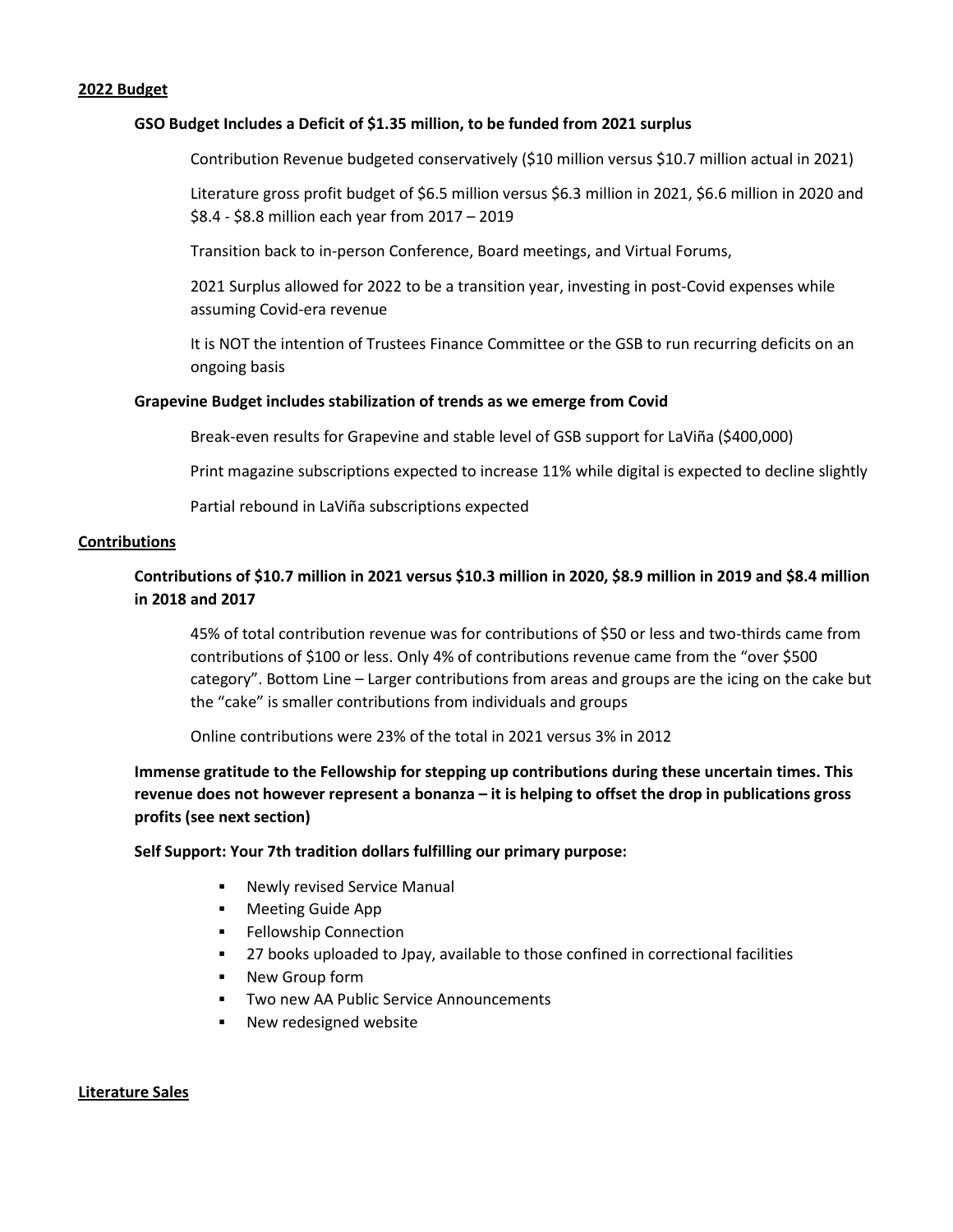## 2022 Budget

### GSO Budget Includes a Deficit of $1.35 million, to be funded from 2021 surplus

Contribution Revenue budgeted conservatively ($10 million versus $10.7 million actual in 2021)

Literature gross profit budget of $6.5 million versus $6.3 million in 2021, $6.6 million in 2020 and $8.4 - $8.8 million each year from 2017 – 2019

Transition back to in-person Conference, Board meetings, and Virtual Forums,

2021 Surplus allowed for 2022 to be a transition year, investing in post-Covid expenses while assuming Covid-era revenue

It is NOT the intention of Trustees Finance Committee or the GSB to run recurring deficits on an ongoing basis

### Grapevine Budget includes stabilization of trends as we emerge from Covid

Break-even results for Grapevine and stable level of GSB support for LaViña ($400,000)

Print magazine subscriptions expected to increase 11% while digital is expected to decline slightly

Partial rebound in LaViña subscriptions expected

## Contributions

### Contributions of $10.7 million in 2021 versus $10.3 million in 2020, $8.9 million in 2019 and $8.4 million in 2018 and 2017

45% of total contribution revenue was for contributions of $50 or less and two-thirds came from contributions of $100 or less. Only 4% of contributions revenue came from the "over $500 category". Bottom Line – Larger contributions from areas and groups are the icing on the cake but the "cake" is smaller contributions from individuals and groups

Online contributions were 23% of the total in 2021 versus 3% in 2012

**Immense gratitude to the Fellowship for stepping up contributions during these uncertain times. This revenue does not however represent a bonanza – it is helping to offset the drop in publications gross profits (see next section)**

**Self Support: Your 7th tradition dollars fulfilling our primary purpose:**

- Newly revised Service Manual
- Meeting Guide App
- Fellowship Connection
- 27 books uploaded to Jpay, available to those confined in correctional facilities
- New Group form
- Two new AA Public Service Announcements
- New redesigned website

## Literature Sales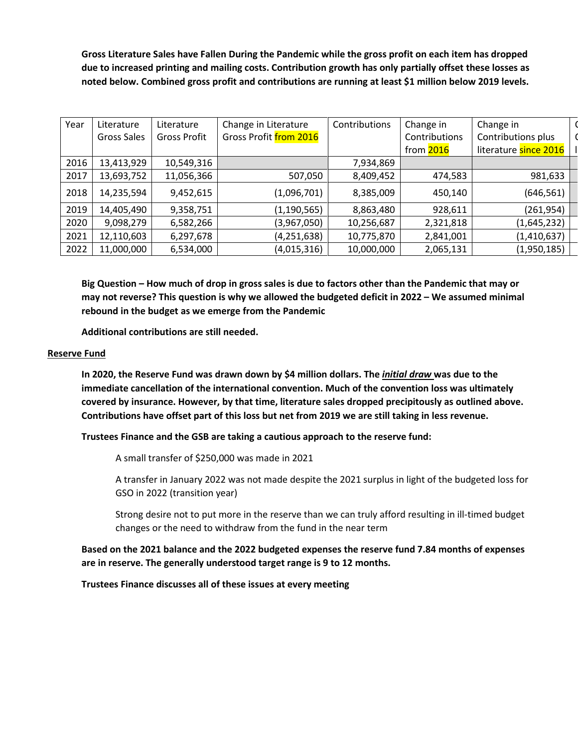**Gross Literature Sales have Fallen During the Pandemic while the gross profit on each item has dropped due to increased printing and mailing costs. Contribution growth has only partially offset these losses as noted below. Combined gross profit and contributions are running at least $1 million below 2019 levels.**

| Year | Literature Gross Sales | Literature Gross Profit | Change in Literature Gross Profit from 2016 | Contributions | Change in Contributions from 2016 | Change in Contributions plus literature since 2016 |
|---|---|---|---|---|---|---|
| 2016 | 13,413,929 | 10,549,316 | | 7,934,869 | | |
| 2017 | 13,693,752 | 11,056,366 | 507,050 | 8,409,452 | 474,583 | 981,633 |
| 2018 | 14,235,594 | 9,452,615 | (1,096,701) | 8,385,009 | 450,140 | (646,561) |
| 2019 | 14,405,490 | 9,358,751 | (1,190,565) | 8,863,480 | 928,611 | (261,954) |
| 2020 | 9,098,279 | 6,582,266 | (3,967,050) | 10,256,687 | 2,321,818 | (1,645,232) |
| 2021 | 12,110,603 | 6,297,678 | (4,251,638) | 10,775,870 | 2,841,001 | (1,410,637) |
| 2022 | 11,000,000 | 6,534,000 | (4,015,316) | 10,000,000 | 2,065,131 | (1,950,185) |

**Big Question – How much of drop in gross sales is due to factors other than the Pandemic that may or may not reverse? This question is why we allowed the budgeted deficit in 2022 – We assumed minimal rebound in the budget as we emerge from the Pandemic**

**Additional contributions are still needed.**

<u>Reserve Fund</u>

**In 2020, the Reserve Fund was drawn down by $4 million dollars. The *<u>initial draw</u>* was due to the immediate cancellation of the international convention. Much of the convention loss was ultimately covered by insurance. However, by that time, literature sales dropped precipitously as outlined above. Contributions have offset part of this loss but net from 2019 we are still taking in less revenue.**

**Trustees Finance and the GSB are taking a cautious approach to the reserve fund:**

A small transfer of $250,000 was made in 2021

A transfer in January 2022 was not made despite the 2021 surplus in light of the budgeted loss for GSO in 2022 (transition year)

Strong desire not to put more in the reserve than we can truly afford resulting in ill-timed budget changes or the need to withdraw from the fund in the near term

**Based on the 2021 balance and the 2022 budgeted expenses the reserve fund 7.84 months of expenses are in reserve. The generally understood target range is 9 to 12 months.**

**Trustees Finance discusses all of these issues at every meeting**